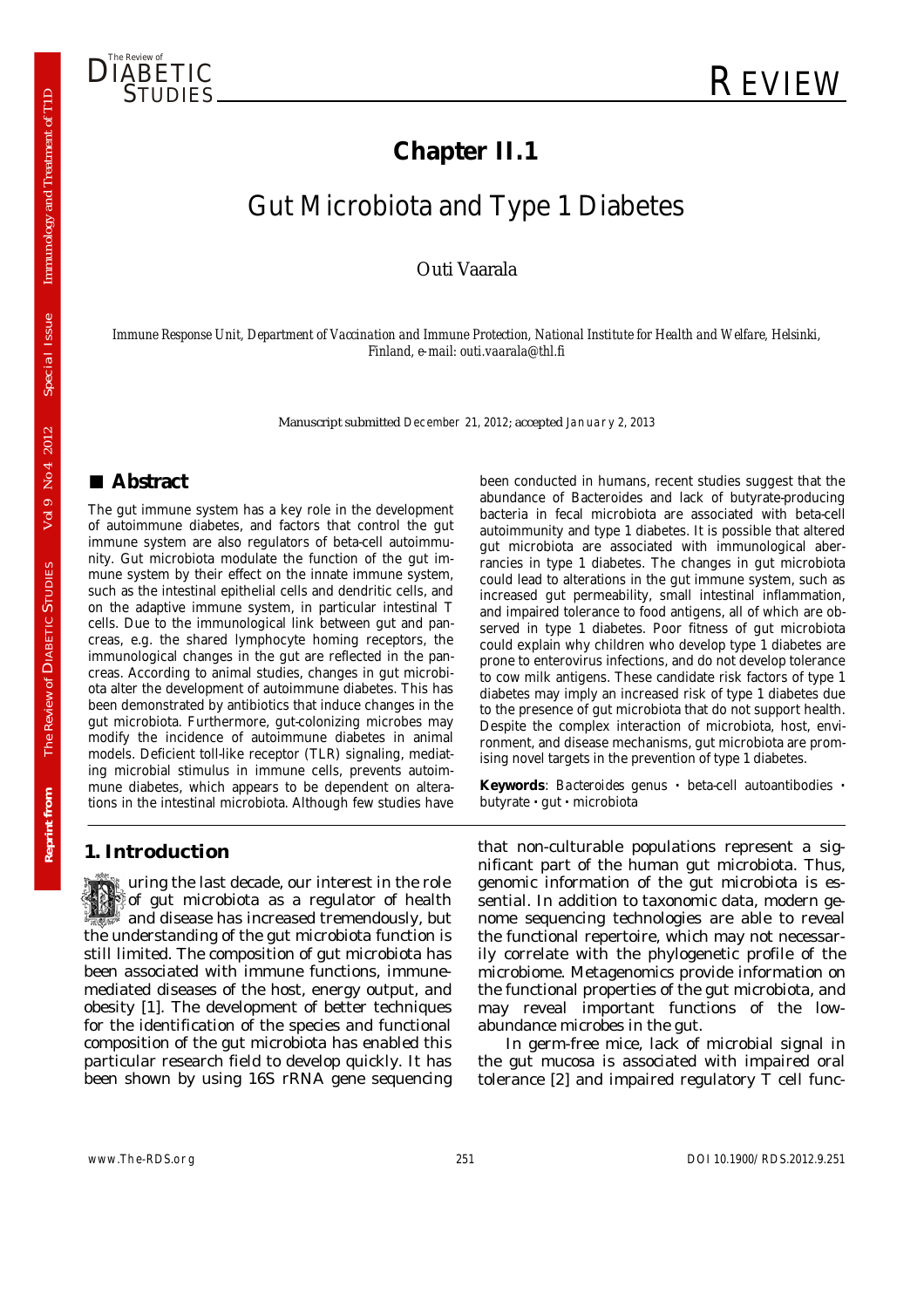# Chapter II.1

# Gut Microbiota and Type 1 Diabetes

Outi Vaarala

*Immune Response Unit, Department of Vaccination and Immune Protection, National Institute for Health and Welfare, Helsinki, Finland, e-mail: outi.vaarala@thl.fi*

Manuscript submitted December 21, 2012; accepted January 2, 2013

## Abstract

The gut immune system has a key role in the development of autoimmune diabetes, and factors that control the gut immune system are also regulators of beta-cell autoimmunity. Gut microbiota modulate the function of the gut immune system by their effect on the innate immune system, such as the intestinal epithelial cells and dendritic cells, and on the adaptive immune system, in particular intestinal T cells. Due to the immunological link between gut and pancreas, e.g. the shared lymphocyte homing receptors, the immunological changes in the gut are reflected in the pancreas. According to animal studies, changes in gut microbiota alter the development of autoimmune diabetes. This has been demonstrated by antibiotics that induce changes in the gut microbiota. Furthermore, gut-colonizing microbes may modify the incidence of autoimmune diabetes in animal models. Deficient toll-like receptor (TLR) signaling, mediating microbial stimulus in immune cells, prevents autoimmune diabetes, which appears to be dependent on alterations in the intestinal microbiota. Although few studies have been conducted in humans, recent studies suggest that the abundance of Bacteroides and lack of butyrate-producing bacteria in fecal microbiota are associated with beta-cell autoimmunity and type 1 diabetes. It is possible that altered gut microbiota are associated with immunological aberrancies in type 1 diabetes. The changes in gut microbiota could lead to alterations in the gut immune system, such as increased gut permeability, small intestinal inflammation, and impaired tolerance to food antigens, all of which are observed in type 1 diabetes. Poor fitness of gut microbiota could explain why children who develop type 1 diabetes are prone to enterovirus infections, and do not develop tolerance to cow milk antigens. These candidate risk factors of type 1 diabetes may imply an increased risk of type 1 diabetes due to the presence of gut microbiota that do not support health. Despite the complex interaction of microbiota, host, environment, and disease mechanisms, gut microbiota are promising novel targets in the prevention of type 1 diabetes.

**Keywords**: *Bacteroides* genus · beta-cell autoantibodies · butyrate · gut · microbiota

## 1. Introduction

During the last decade, our interest in the role of gut microbiota as a regulator of health and disease has increased tremendously, but the understanding of the gut microbiota function is still limited. The composition of gut microbiota has been associated with immune functions, immune-mediated diseases of the host, energy output, and obesity [1]. The development of better techniques for the identification of the species and functional composition of the gut microbiota has enabled this particular research field to develop quickly. It has been shown by using 16S rRNA gene sequencing that non-culturable populations represent a significant part of the human gut microbiota. Thus, genomic information of the gut microbiota is essential. In addition to taxonomic data, modern genome sequencing technologies are able to reveal the functional repertoire, which may not necessarily correlate with the phylogenetic profile of the microbiome. Metagenomics provide information on the functional properties of the gut microbiota, and may reveal important functions of the low-abundance microbes in the gut.

In germ-free mice, lack of microbial signal in the gut mucosa is associated with impaired oral tolerance [2] and impaired regulatory T cell func-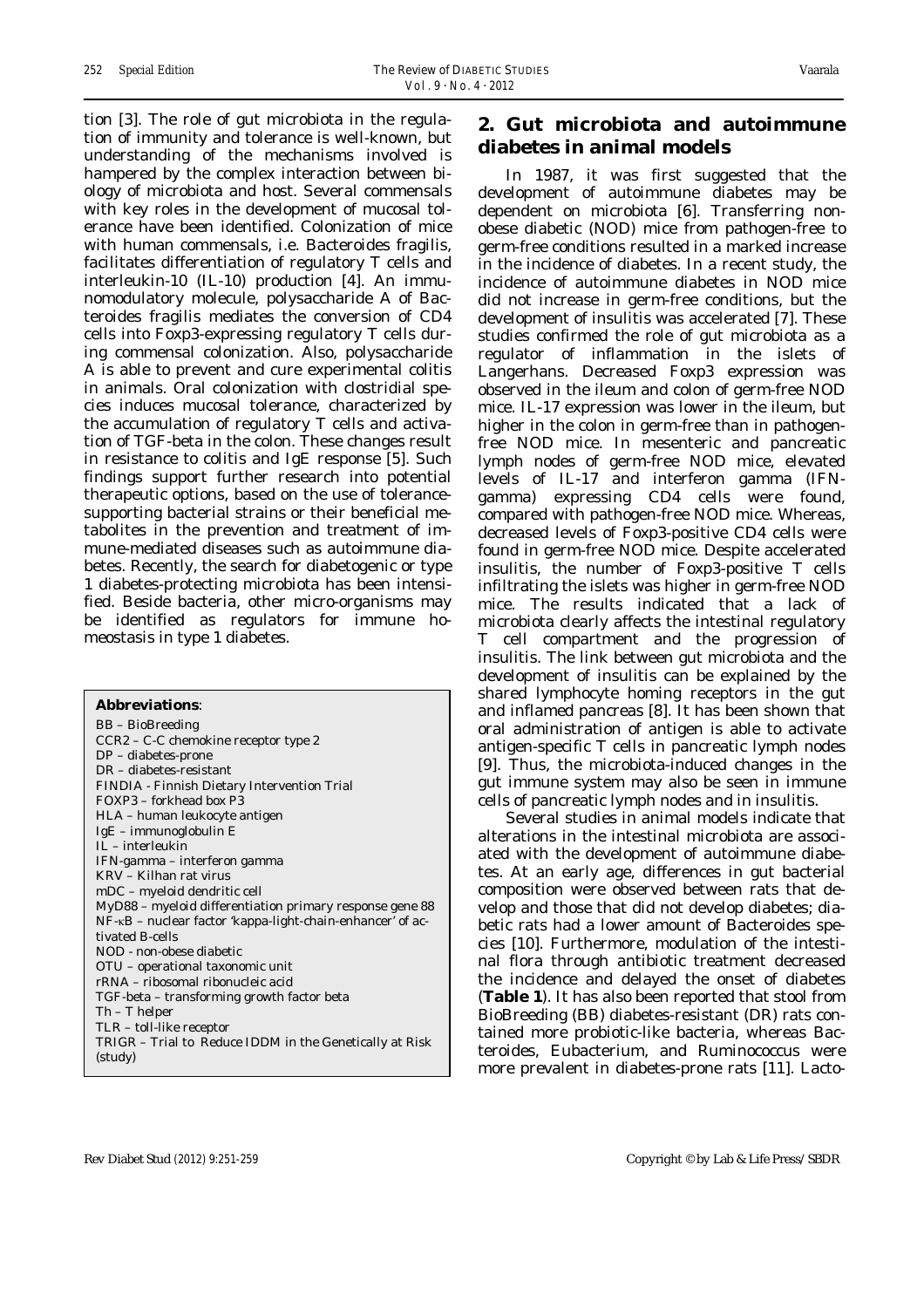tion [3]. The role of gut microbiota in the regulation of immunity and tolerance is well-known, but understanding of the mechanisms involved is hampered by the complex interaction between biology of microbiota and host. Several commensals with key roles in the development of mucosal tolerance have been identified. Colonization of mice with human commensals, i.e. Bacteroides fragilis, facilitates differentiation of regulatory T cells and interleukin-10 (IL-10) production [4]. An immunomodulatory molecule, polysaccharide A of Bacteroides fragilis mediates the conversion of CD4 cells into Foxp3-expressing regulatory T cells during commensal colonization. Also, polysaccharide A is able to prevent and cure experimental colitis in animals. Oral colonization with clostridial species induces mucosal tolerance, characterized by the accumulation of regulatory T cells and activation of TGF-beta in the colon. These changes result in resistance to colitis and IgE response [5]. Such findings support further research into potential therapeutic options, based on the use of tolerance-supporting bacterial strains or their beneficial metabolites in the prevention and treatment of immune-mediated diseases such as autoimmune diabetes. Recently, the search for diabetogenic or type 1 diabetes-protecting microbiota has been intensified. Beside bacteria, other micro-organisms may be identified as regulators for immune homeostasis in type 1 diabetes.

**Abbreviations**:

BB – BioBreeding
CCR2 – C-C chemokine receptor type 2
DP – diabetes-prone
DR – diabetes-resistant
FINDIA - Finnish Dietary Intervention Trial
FOXP3 – forkhead box P3
HLA – human leukocyte antigen
IgE – immunoglobulin E
IL – interleukin
IFN-gamma – interferon gamma
KRV – Kilhan rat virus
mDC – myeloid dendritic cell
MyD88 – myeloid differentiation primary response gene 88
NF-κB – nuclear factor 'kappa-light-chain-enhancer' of activated B-cells
NOD - non-obese diabetic
OTU – operational taxonomic unit
rRNA – ribosomal ribonucleic acid
TGF-beta – transforming growth factor beta
Th – T helper
TLR – toll-like receptor
TRIGR – Trial to Reduce IDDM in the Genetically at Risk (study)

## 2. Gut microbiota and autoimmune diabetes in animal models

In 1987, it was first suggested that the development of autoimmune diabetes may be dependent on microbiota [6]. Transferring non-obese diabetic (NOD) mice from pathogen-free to germ-free conditions resulted in a marked increase in the incidence of diabetes. In a recent study, the incidence of autoimmune diabetes in NOD mice did not increase in germ-free conditions, but the development of insulitis was accelerated [7]. These studies confirmed the role of gut microbiota as a regulator of inflammation in the islets of Langerhans. Decreased Foxp3 expression was observed in the ileum and colon of germ-free NOD mice. IL-17 expression was lower in the ileum, but higher in the colon in germ-free than in pathogen-free NOD mice. In mesenteric and pancreatic lymph nodes of germ-free NOD mice, elevated levels of IL-17 and interferon gamma (IFN-gamma) expressing CD4 cells were found, compared with pathogen-free NOD mice. Whereas, decreased levels of Foxp3-positive CD4 cells were found in germ-free NOD mice. Despite accelerated insulitis, the number of Foxp3-positive T cells infiltrating the islets was higher in germ-free NOD mice. The results indicated that a lack of microbiota clearly affects the intestinal regulatory T cell compartment and the progression of insulitis. The link between gut microbiota and the development of insulitis can be explained by the shared lymphocyte homing receptors in the gut and inflamed pancreas [8]. It has been shown that oral administration of antigen is able to activate antigen-specific T cells in pancreatic lymph nodes [9]. Thus, the microbiota-induced changes in the gut immune system may also be seen in immune cells of pancreatic lymph nodes and in insulitis.

Several studies in animal models indicate that alterations in the intestinal microbiota are associated with the development of autoimmune diabetes. At an early age, differences in gut bacterial composition were observed between rats that develop and those that did not develop diabetes; diabetic rats had a lower amount of Bacteroides species [10]. Furthermore, modulation of the intestinal flora through antibiotic treatment decreased the incidence and delayed the onset of diabetes (**Table 1**). It has also been reported that stool from BioBreeding (BB) diabetes-resistant (DR) rats contained more probiotic-like bacteria, whereas Bacteroides, Eubacterium, and Ruminococcus were more prevalent in diabetes-prone rats [11]. Lacto-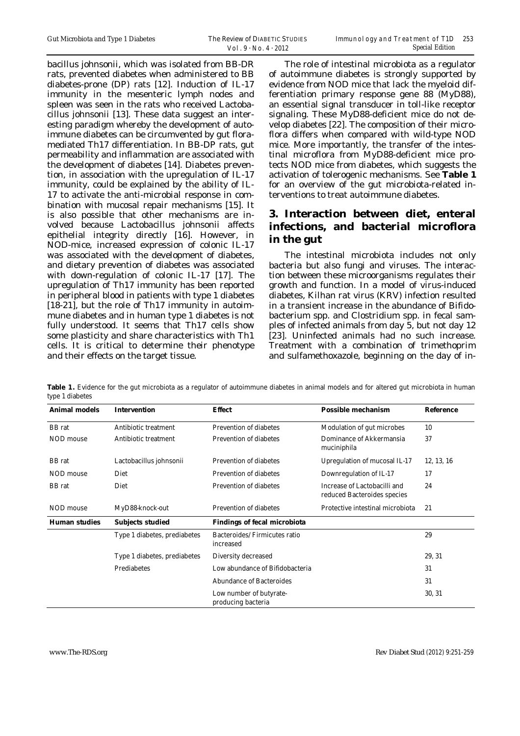bacillus johnsonii, which was isolated from BB-DR rats, prevented diabetes when administered to BB diabetes-prone (DP) rats [12]. Induction of IL-17 immunity in the mesenteric lymph nodes and spleen was seen in the rats who received Lactobacillus johnsonii [13]. These data suggest an interesting paradigm whereby the development of autoimmune diabetes can be circumvented by gut flora-mediated Th17 differentiation. In BB-DP rats, gut permeability and inflammation are associated with the development of diabetes [14]. Diabetes prevention, in association with the upregulation of IL-17 immunity, could be explained by the ability of IL-17 to activate the anti-microbial response in combination with mucosal repair mechanisms [15]. It is also possible that other mechanisms are involved because Lactobacillus johnsonii affects epithelial integrity directly [16]. However, in NOD-mice, increased expression of colonic IL-17 was associated with the development of diabetes, and dietary prevention of diabetes was associated with down-regulation of colonic IL-17 [17]. The upregulation of Th17 immunity has been reported in peripheral blood in patients with type 1 diabetes [18-21], but the role of Th17 immunity in autoimmune diabetes and in human type 1 diabetes is not fully understood. It seems that Th17 cells show some plasticity and share characteristics with Th1 cells. It is critical to determine their phenotype and their effects on the target tissue.

The role of intestinal microbiota as a regulator of autoimmune diabetes is strongly supported by evidence from NOD mice that lack the myeloid differentiation primary response gene 88 (MyD88), an essential signal transducer in toll-like receptor signaling. These MyD88-deficient mice do not develop diabetes [22]. The composition of their microflora differs when compared with wild-type NOD mice. More importantly, the transfer of the intestinal microflora from MyD88-deficient mice protects NOD mice from diabetes, which suggests the activation of tolerogenic mechanisms. See **Table 1** for an overview of the gut microbiota-related interventions to treat autoimmune diabetes.

## 3. Interaction between diet, enteral infections, and bacterial microflora in the gut

The intestinal microbiota includes not only bacteria but also fungi and viruses. The interaction between these microorganisms regulates their growth and function. In a model of virus-induced diabetes, Kilhan rat virus (KRV) infection resulted in a transient increase in the abundance of Bifidobacterium spp. and Clostridium spp. in fecal samples of infected animals from day 5, but not day 12 [23]. Uninfected animals had no such increase. Treatment with a combination of trimethoprim and sulfamethoxazole, beginning on the day of in-

**Table 1.** Evidence for the gut microbiota as a regulator of autoimmune diabetes in animal models and for altered gut microbiota in human type 1 diabetes

| Animal models | Intervention | Effect | Possible mechanism | Reference |
|---|---|---|---|---|
| BB rat | Antibiotic treatment | Prevention of diabetes | Modulation of gut microbes | 10 |
| NOD mouse | Antibiotic treatment | Prevention of diabetes | Dominance of Akkermansia muciniphila | 37 |
| BB rat | Lactobacillus johnsonii | Prevention of diabetes | Upregulation of mucosal IL-17 | 12, 13, 16 |
| NOD mouse | Diet | Prevention of diabetes | Downregulation of IL-17 | 17 |
| BB rat | Diet | Prevention of diabetes | Increase of Lactobacilli and reduced Bacteroides species | 24 |
| NOD mouse | MyD88-knock-out | Prevention of diabetes | Protective intestinal microbiota | 21 |
| **Human studies** | **Subjects studied** | **Findings of fecal microbiota** | | |
| | Type 1 diabetes, prediabetes | Bacteroides/Firmicutes ratio increased | | 29 |
| | Type 1 diabetes, prediabetes | Diversity decreased | | 29, 31 |
| | Prediabetes | Low abundance of Bifidobacteria | | 31 |
| | | Abundance of Bacteroides | | 31 |
| | | Low number of butyrate-producing bacteria | | 30, 31 |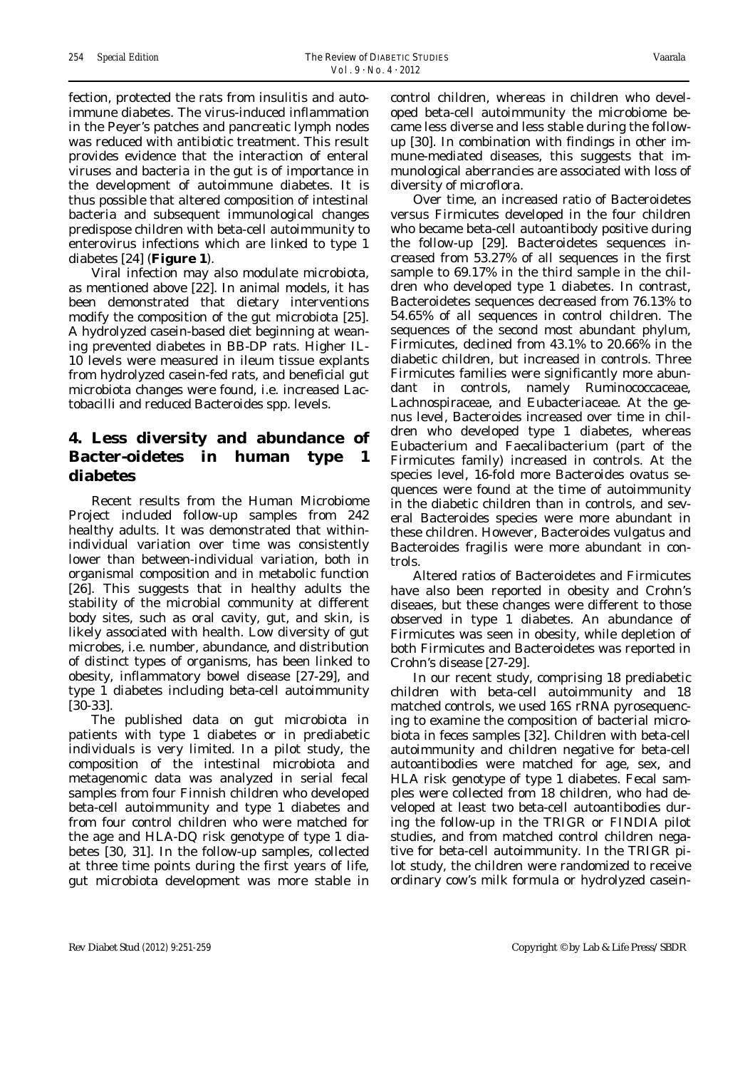fection, protected the rats from insulitis and autoimmune diabetes. The virus-induced inflammation in the Peyer's patches and pancreatic lymph nodes was reduced with antibiotic treatment. This result provides evidence that the interaction of enteral viruses and bacteria in the gut is of importance in the development of autoimmune diabetes. It is thus possible that altered composition of intestinal bacteria and subsequent immunological changes predispose children with beta-cell autoimmunity to enterovirus infections which are linked to type 1 diabetes [24] (**Figure 1**).

Viral infection may also modulate microbiota, as mentioned above [22]. In animal models, it has been demonstrated that dietary interventions modify the composition of the gut microbiota [25]. A hydrolyzed casein-based diet beginning at weaning prevented diabetes in BB-DP rats. Higher IL-10 levels were measured in ileum tissue explants from hydrolyzed casein-fed rats, and beneficial gut microbiota changes were found, i.e. increased Lactobacilli and reduced Bacteroides spp. levels.

## 4. Less diversity and abundance of Bacter-oidetes in human type 1 diabetes

Recent results from the Human Microbiome Project included follow-up samples from 242 healthy adults. It was demonstrated that within-individual variation over time was consistently lower than between-individual variation, both in organismal composition and in metabolic function [26]. This suggests that in healthy adults the stability of the microbial community at different body sites, such as oral cavity, gut, and skin, is likely associated with health. Low diversity of gut microbes, i.e. number, abundance, and distribution of distinct types of organisms, has been linked to obesity, inflammatory bowel disease [27-29], and type 1 diabetes including beta-cell autoimmunity [30-33].

The published data on gut microbiota in patients with type 1 diabetes or in prediabetic individuals is very limited. In a pilot study, the composition of the intestinal microbiota and metagenomic data was analyzed in serial fecal samples from four Finnish children who developed beta-cell autoimmunity and type 1 diabetes and from four control children who were matched for the age and HLA-DQ risk genotype of type 1 diabetes [30, 31]. In the follow-up samples, collected at three time points during the first years of life, gut microbiota development was more stable in control children, whereas in children who developed beta-cell autoimmunity the microbiome became less diverse and less stable during the follow-up [30]. In combination with findings in other immune-mediated diseases, this suggests that immunological aberrancies are associated with loss of diversity of microflora.

Over time, an increased ratio of Bacteroidetes versus Firmicutes developed in the four children who became beta-cell autoantibody positive during the follow-up [29]. Bacteroidetes sequences increased from 53.27% of all sequences in the first sample to 69.17% in the third sample in the children who developed type 1 diabetes. In contrast, Bacteroidetes sequences decreased from 76.13% to 54.65% of all sequences in control children. The sequences of the second most abundant phylum, Firmicutes, declined from 43.1% to 20.66% in the diabetic children, but increased in controls. Three Firmicutes families were significantly more abundant in controls, namely Ruminococcaceae, Lachnospiraceae, and Eubacteriaceae. At the genus level, Bacteroides increased over time in children who developed type 1 diabetes, whereas Eubacterium and Faecalibacterium (part of the Firmicutes family) increased in controls. At the species level, 16-fold more Bacteroides ovatus sequences were found at the time of autoimmunity in the diabetic children than in controls, and several Bacteroides species were more abundant in these children. However, Bacteroides vulgatus and Bacteroides fragilis were more abundant in controls.

Altered ratios of Bacteroidetes and Firmicutes have also been reported in obesity and Crohn's diseaes, but these changes were different to those observed in type 1 diabetes. An abundance of Firmicutes was seen in obesity, while depletion of both Firmicutes and Bacteroidetes was reported in Crohn's disease [27-29].

In our recent study, comprising 18 prediabetic children with beta-cell autoimmunity and 18 matched controls, we used 16S rRNA pyrosequencing to examine the composition of bacterial microbiota in feces samples [32]. Children with beta-cell autoimmunity and children negative for beta-cell autoantibodies were matched for age, sex, and HLA risk genotype of type 1 diabetes. Fecal samples were collected from 18 children, who had developed at least two beta-cell autoantibodies during the follow-up in the TRIGR or FINDIA pilot studies, and from matched control children negative for beta-cell autoimmunity. In the TRIGR pilot study, the children were randomized to receive ordinary cow's milk formula or hydrolyzed casein-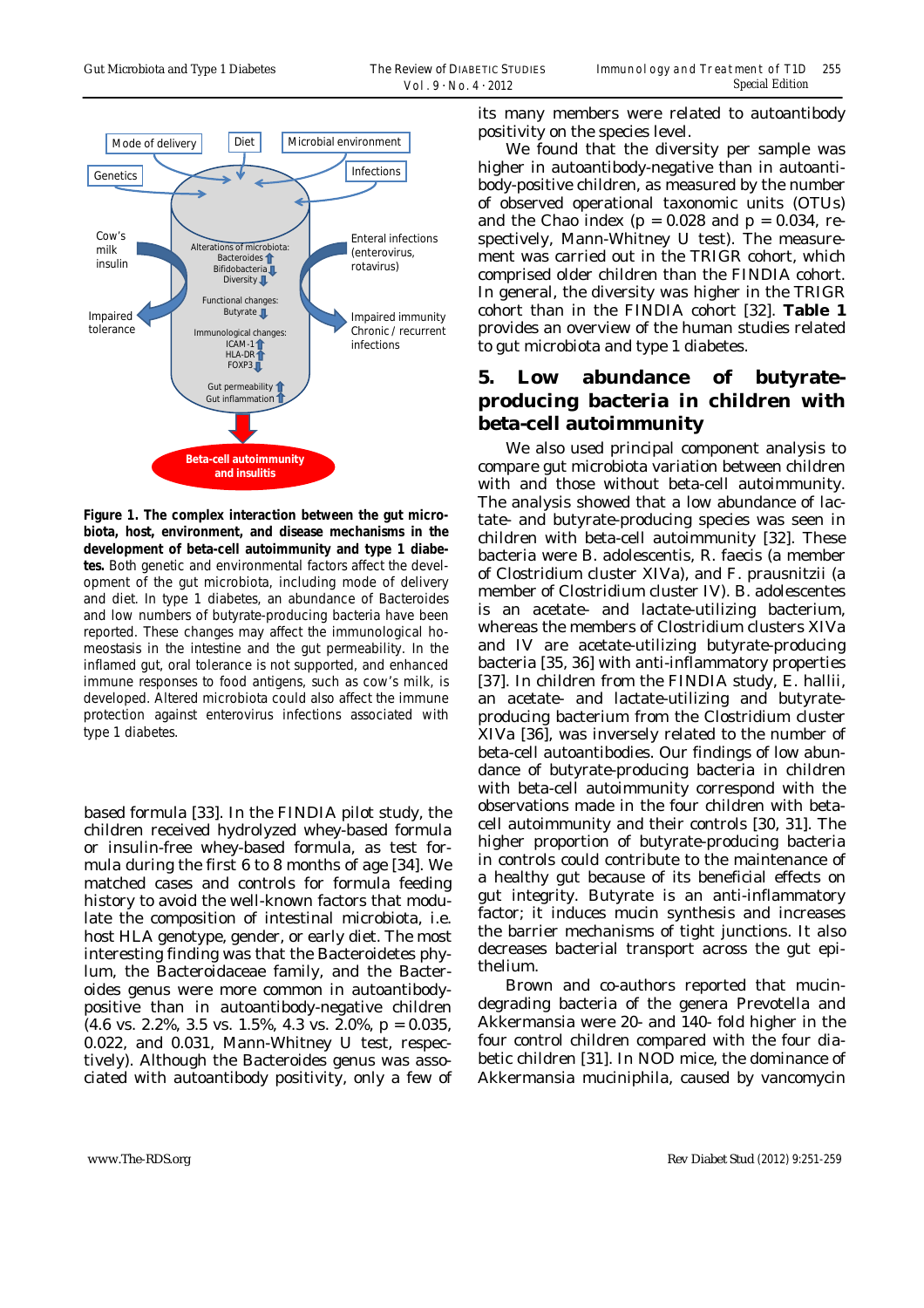**Figure 1. The complex interaction between the gut microbiota, host, environment, and disease mechanisms in the development of beta-cell autoimmunity and type 1 diabetes.** Both genetic and environmental factors affect the development of the gut microbiota, including mode of delivery and diet. In type 1 diabetes, an abundance of Bacteroides and low numbers of butyrate-producing bacteria have been reported. These changes may affect the immunological homeostasis in the intestine and the gut permeability. In the inflamed gut, oral tolerance is not supported, and enhanced immune responses to food antigens, such as cow's milk, is developed. Altered microbiota could also affect the immune protection against enterovirus infections associated with type 1 diabetes.

based formula [33]. In the FINDIA pilot study, the children received hydrolyzed whey-based formula or insulin-free whey-based formula, as test formula during the first 6 to 8 months of age [34]. We matched cases and controls for formula feeding history to avoid the well-known factors that modulate the composition of intestinal microbiota, i.e. host HLA genotype, gender, or early diet. The most interesting finding was that the Bacteroidetes phylum, the Bacteroidaceae family, and the Bacteroides genus were more common in autoantibody-positive than in autoantibody-negative children (4.6 vs. 2.2%, 3.5 vs. 1.5%, 4.3 vs. 2.0%, $p = 0.035$, 0.022, and 0.031, Mann-Whitney U test, respectively). Although the Bacteroides genus was associated with autoantibody positivity, only a few of its many members were related to autoantibody positivity on the species level.

We found that the diversity per sample was higher in autoantibody-negative than in autoantibody-positive children, as measured by the number of observed operational taxonomic units (OTUs) and the Chao index ($p = 0.028$ and $p = 0.034$, respectively, Mann-Whitney U test). The measurement was carried out in the TRIGR cohort, which comprised older children than the FINDIA cohort. In general, the diversity was higher in the TRIGR cohort than in the FINDIA cohort [32]. **Table 1** provides an overview of the human studies related to gut microbiota and type 1 diabetes.

## 5. Low abundance of butyrate-producing bacteria in children with beta-cell autoimmunity

We also used principal component analysis to compare gut microbiota variation between children with and those without beta-cell autoimmunity. The analysis showed that a low abundance of lactate- and butyrate-producing species was seen in children with beta-cell autoimmunity [32]. These bacteria were B. adolescentis, R. faecis (a member of Clostridium cluster XIVa), and F. prausnitzii (a member of Clostridium cluster IV). B. adolescentes is an acetate- and lactate-utilizing bacterium, whereas the members of Clostridium clusters XIVa and IV are acetate-utilizing butyrate-producing bacteria [35, 36] with anti-inflammatory properties [37]. In children from the FINDIA study, E. hallii, an acetate- and lactate-utilizing and butyrate-producing bacterium from the Clostridium cluster XIVa [36], was inversely related to the number of beta-cell autoantibodies. Our findings of low abundance of butyrate-producing bacteria in children with beta-cell autoimmunity correspond with the observations made in the four children with beta-cell autoimmunity and their controls [30, 31]. The higher proportion of butyrate-producing bacteria in controls could contribute to the maintenance of a healthy gut because of its beneficial effects on gut integrity. Butyrate is an anti-inflammatory factor; it induces mucin synthesis and increases the barrier mechanisms of tight junctions. It also decreases bacterial transport across the gut epithelium.

Brown and co-authors reported that mucin-degrading bacteria of the genera Prevotella and Akkermansia were 20- and 140- fold higher in the four control children compared with the four diabetic children [31]. In NOD mice, the dominance of Akkermansia muciniphila, caused by vancomycin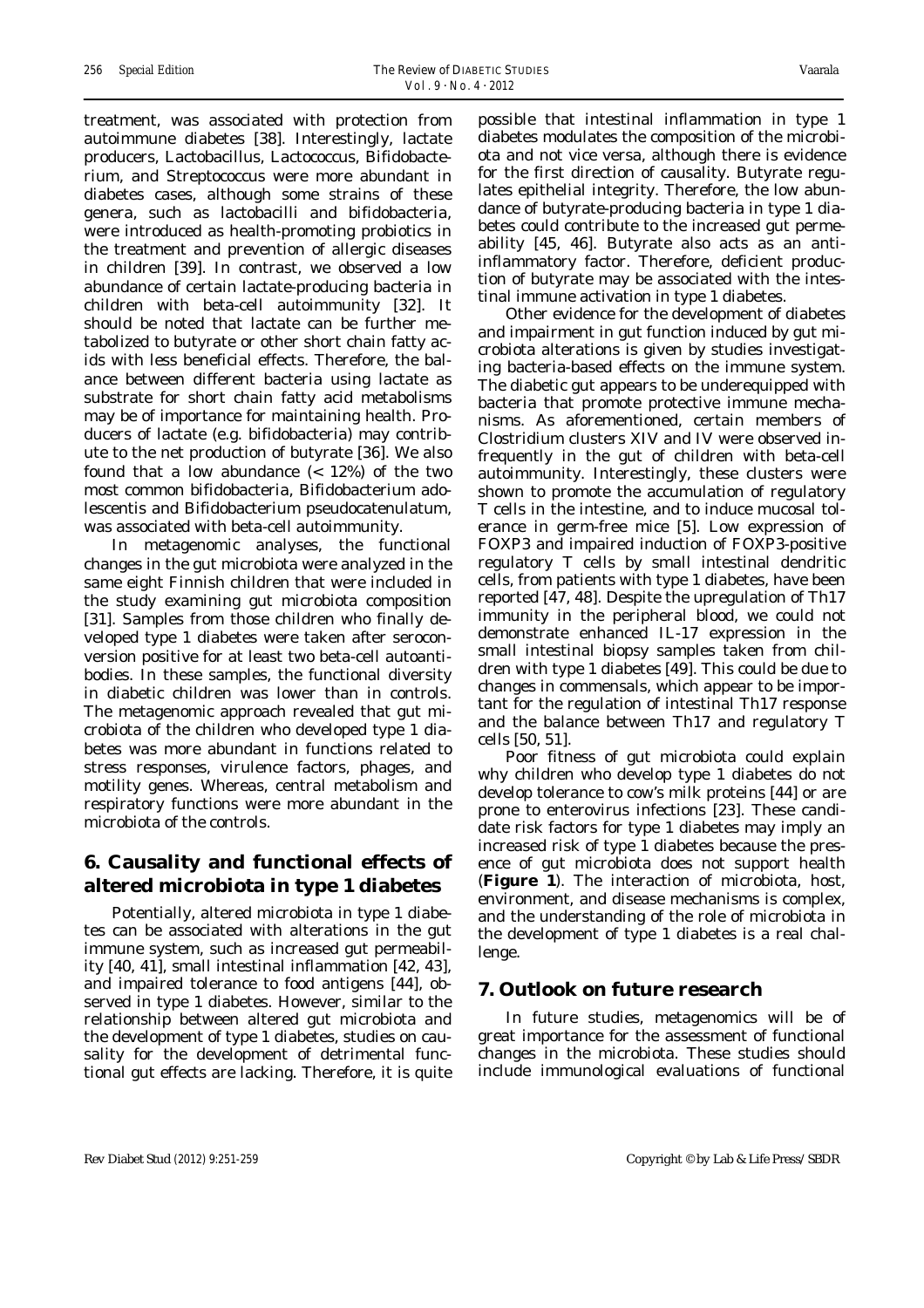treatment, was associated with protection from autoimmune diabetes [38]. Interestingly, lactate producers, Lactobacillus, Lactococcus, Bifidobacterium, and Streptococcus were more abundant in diabetes cases, although some strains of these genera, such as lactobacilli and bifidobacteria, were introduced as health-promoting probiotics in the treatment and prevention of allergic diseases in children [39]. In contrast, we observed a low abundance of certain lactate-producing bacteria in children with beta-cell autoimmunity [32]. It should be noted that lactate can be further metabolized to butyrate or other short chain fatty acids with less beneficial effects. Therefore, the balance between different bacteria using lactate as substrate for short chain fatty acid metabolisms may be of importance for maintaining health. Producers of lactate (e.g. bifidobacteria) may contribute to the net production of butyrate [36]. We also found that a low abundance (< 12%) of the two most common bifidobacteria, *Bifidobacterium adolescentis* and *Bifidobacterium pseudocatenulatum*, was associated with beta-cell autoimmunity.

In metagenomic analyses, the functional changes in the gut microbiota were analyzed in the same eight Finnish children that were included in the study examining gut microbiota composition [31]. Samples from those children who finally developed type 1 diabetes were taken after seroconversion positive for at least two beta-cell autoantibodies. In these samples, the functional diversity in diabetic children was lower than in controls. The metagenomic approach revealed that gut microbiota of the children who developed type 1 diabetes was more abundant in functions related to stress responses, virulence factors, phages, and motility genes. Whereas, central metabolism and respiratory functions were more abundant in the microbiota of the controls.

## 6. Causality and functional effects of altered microbiota in type 1 diabetes

Potentially, altered microbiota in type 1 diabetes can be associated with alterations in the gut immune system, such as increased gut permeability [40, 41], small intestinal inflammation [42, 43], and impaired tolerance to food antigens [44], observed in type 1 diabetes. However, similar to the relationship between altered gut microbiota and the development of type 1 diabetes, studies on causality for the development of detrimental functional gut effects are lacking. Therefore, it is quite possible that intestinal inflammation in type 1 diabetes modulates the composition of the microbiota and not vice versa, although there is evidence for the first direction of causality. Butyrate regulates epithelial integrity. Therefore, the low abundance of butyrate-producing bacteria in type 1 diabetes could contribute to the increased gut permeability [45, 46]. Butyrate also acts as an anti-inflammatory factor. Therefore, deficient production of butyrate may be associated with the intestinal immune activation in type 1 diabetes.

Other evidence for the development of diabetes and impairment in gut function induced by gut microbiota alterations is given by studies investigating bacteria-based effects on the immune system. The diabetic gut appears to be underequipped with bacteria that promote protective immune mechanisms. As aforementioned, certain members of Clostridium clusters XIV and IV were observed infrequently in the gut of children with beta-cell autoimmunity. Interestingly, these clusters were shown to promote the accumulation of regulatory T cells in the intestine, and to induce mucosal tolerance in germ-free mice [5]. Low expression of FOXP3 and impaired induction of FOXP3-positive regulatory T cells by small intestinal dendritic cells, from patients with type 1 diabetes, have been reported [47, 48]. Despite the upregulation of Th17 immunity in the peripheral blood, we could not demonstrate enhanced IL-17 expression in the small intestinal biopsy samples taken from children with type 1 diabetes [49]. This could be due to changes in commensals, which appear to be important for the regulation of intestinal Th17 response and the balance between Th17 and regulatory T cells [50, 51].

Poor fitness of gut microbiota could explain why children who develop type 1 diabetes do not develop tolerance to cow's milk proteins [44] or are prone to enterovirus infections [23]. These candidate risk factors for type 1 diabetes may imply an increased risk of type 1 diabetes because the presence of gut microbiota does not support health (**Figure 1**). The interaction of microbiota, host, environment, and disease mechanisms is complex, and the understanding of the role of microbiota in the development of type 1 diabetes is a real challenge.

## 7. Outlook on future research

In future studies, metagenomics will be of great importance for the assessment of functional changes in the microbiota. These studies should include immunological evaluations of functional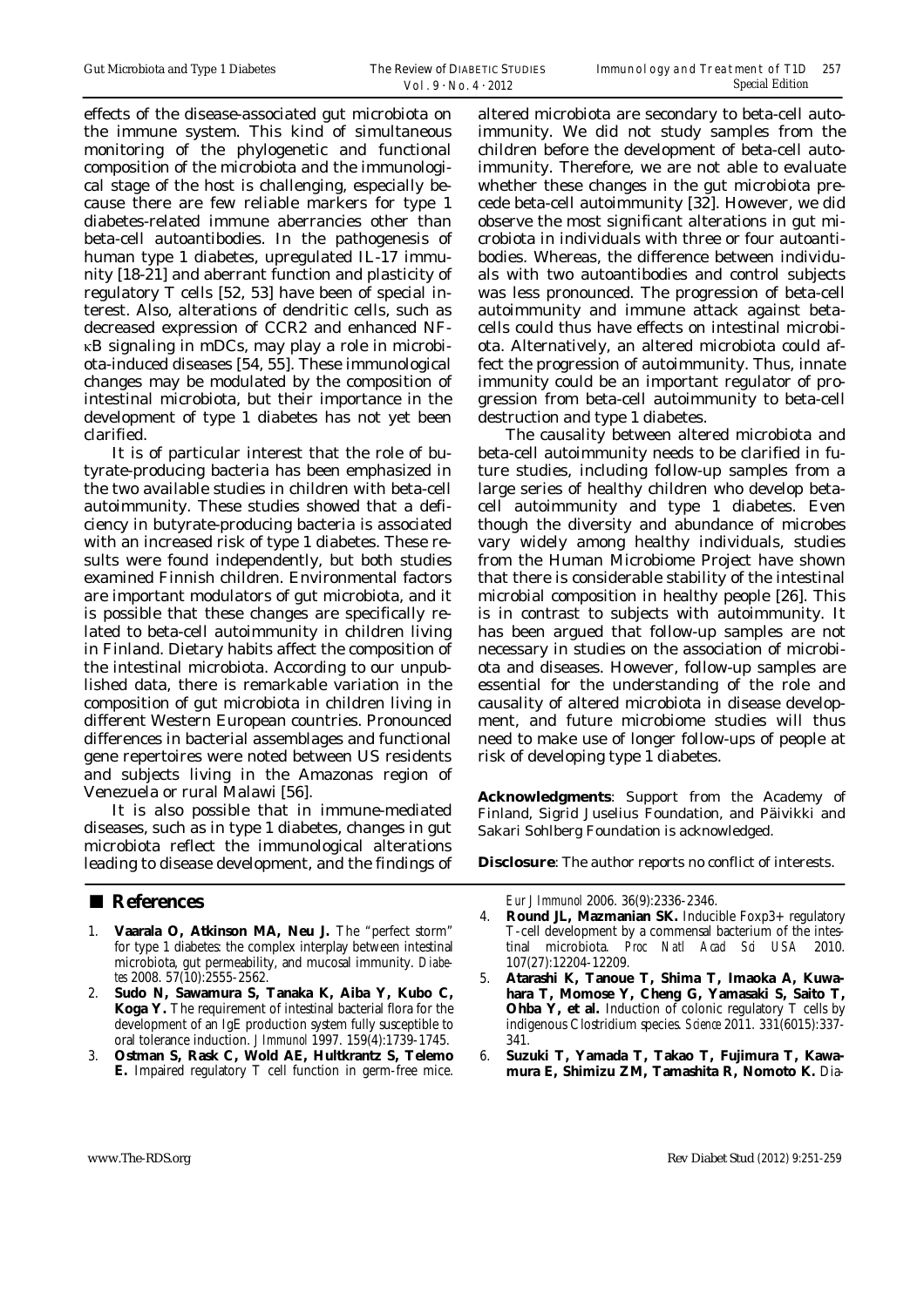effects of the disease-associated gut microbiota on the immune system. This kind of simultaneous monitoring of the phylogenetic and functional composition of the microbiota and the immunological stage of the host is challenging, especially because there are few reliable markers for type 1 diabetes-related immune aberrancies other than beta-cell autoantibodies. In the pathogenesis of human type 1 diabetes, upregulated IL-17 immunity [18-21] and aberrant function and plasticity of regulatory T cells [52, 53] have been of special interest. Also, alterations of dendritic cells, such as decreased expression of CCR2 and enhanced NF-κB signaling in mDCs, may play a role in microbiota-induced diseases [54, 55]. These immunological changes may be modulated by the composition of intestinal microbiota, but their importance in the development of type 1 diabetes has not yet been clarified.

It is of particular interest that the role of butyrate-producing bacteria has been emphasized in the two available studies in children with beta-cell autoimmunity. These studies showed that a deficiency in butyrate-producing bacteria is associated with an increased risk of type 1 diabetes. These results were found independently, but both studies examined Finnish children. Environmental factors are important modulators of gut microbiota, and it is possible that these changes are specifically related to beta-cell autoimmunity in children living in Finland. Dietary habits affect the composition of the intestinal microbiota. According to our unpublished data, there is remarkable variation in the composition of gut microbiota in children living in different Western European countries. Pronounced differences in bacterial assemblages and functional gene repertoires were noted between US residents and subjects living in the Amazonas region of Venezuela or rural Malawi [56].

It is also possible that in immune-mediated diseases, such as in type 1 diabetes, changes in gut microbiota reflect the immunological alterations leading to disease development, and the findings of altered microbiota are secondary to beta-cell autoimmunity. We did not study samples from the children before the development of beta-cell autoimmunity. Therefore, we are not able to evaluate whether these changes in the gut microbiota precede beta-cell autoimmunity [32]. However, we did observe the most significant alterations in gut microbiota in individuals with three or four autoantibodies. Whereas, the difference between individuals with two autoantibodies and control subjects was less pronounced. The progression of beta-cell autoimmunity and immune attack against beta-cells could thus have effects on intestinal microbiota. Alternatively, an altered microbiota could affect the progression of autoimmunity. Thus, innate immunity could be an important regulator of progression from beta-cell autoimmunity to beta-cell destruction and type 1 diabetes.

The causality between altered microbiota and beta-cell autoimmunity needs to be clarified in future studies, including follow-up samples from a large series of healthy children who develop beta-cell autoimmunity and type 1 diabetes. Even though the diversity and abundance of microbes vary widely among healthy individuals, studies from the Human Microbiome Project have shown that there is considerable stability of the intestinal microbial composition in healthy people [26]. This is in contrast to subjects with autoimmunity. It has been argued that follow-up samples are not necessary in studies on the association of microbiota and diseases. However, follow-up samples are essential for the understanding of the role and causality of altered microbiota in disease development, and future microbiome studies will thus need to make use of longer follow-ups of people at risk of developing type 1 diabetes.

**Acknowledgments**: Support from the Academy of Finland, Sigrid Juselius Foundation, and Päivikki and Sakari Sohlberg Foundation is acknowledged.

**Disclosure**: The author reports no conflict of interests.

## References

1. **Vaarala O, Atkinson MA, Neu J.** The "perfect storm" for type 1 diabetes: the complex interplay between intestinal microbiota, gut permeability, and mucosal immunity. *Diabetes* 2008. 57(10):2555-2562.
2. **Sudo N, Sawamura S, Tanaka K, Aiba Y, Kubo C, Koga Y.** The requirement of intestinal bacterial flora for the development of an IgE production system fully susceptible to oral tolerance induction. *J Immunol* 1997. 159(4):1739-1745.
3. **Ostman S, Rask C, Wold AE, Hultkrantz S, Telemo E.** Impaired regulatory T cell function in germ-free mice. *Eur J Immunol* 2006. 36(9):2336-2346.
4. **Round JL, Mazmanian SK.** Inducible Foxp3+ regulatory T-cell development by a commensal bacterium of the intestinal microbiota. *Proc Natl Acad Sci USA* 2010. 107(27):12204-12209.
5. **Atarashi K, Tanoue T, Shima T, Imaoka A, Kuwahara T, Momose Y, Cheng G, Yamasaki S, Saito T, Ohba Y, et al.** Induction of colonic regulatory T cells by indigenous Clostridium species. *Science* 2011. 331(6015):337-341.
6. **Suzuki T, Yamada T, Takao T, Fujimura T, Kawamura E, Shimizu ZM, Tamashita R, Nomoto K.** Dia-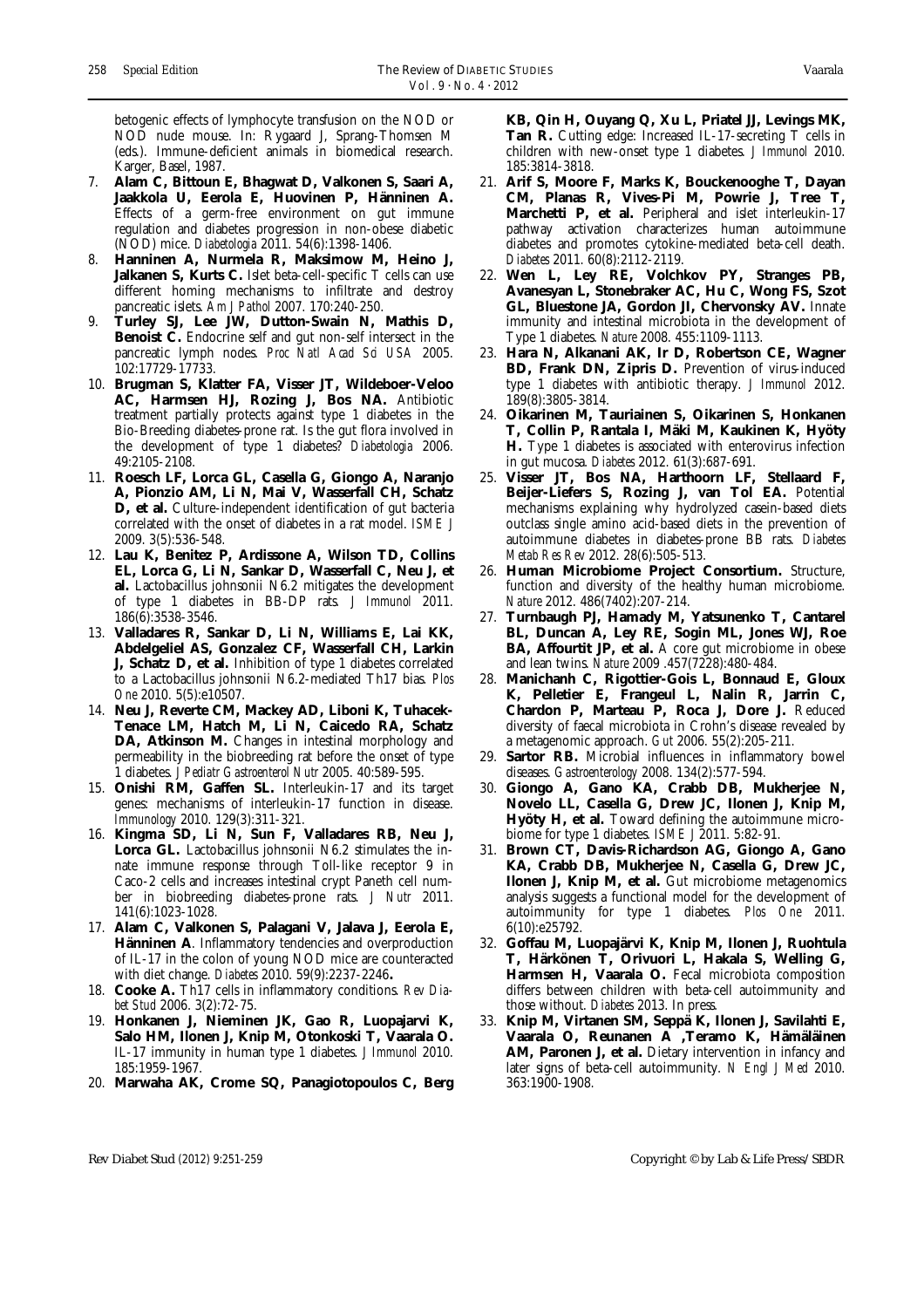betogenic effects of lymphocyte transfusion on the NOD or NOD nude mouse. In: Rygaard J, Sprang-Thomsen M (eds.). Immune-deficient animals in biomedical research. Karger, Basel, 1987.

7. **Alam C, Bittoun E, Bhagwat D, Valkonen S, Saari A, Jaakkola U, Eerola E, Huovinen P, Hänninen A.** Effects of a germ-free environment on gut immune regulation and diabetes progression in non-obese diabetic (NOD) mice. *Diabetologia* 2011. 54(6):1398-1406.
8. **Hanninen A, Nurmela R, Maksimow M, Heino J, Jalkanen S, Kurts C.** Islet beta-cell-specific T cells can use different homing mechanisms to infiltrate and destroy pancreatic islets. *Am J Pathol* 2007. 170:240-250.
9. **Turley SJ, Lee JW, Dutton-Swain N, Mathis D, Benoist C.** Endocrine self and gut non-self intersect in the pancreatic lymph nodes. *Proc Natl Acad Sci USA* 2005. 102:17729-17733.
10. **Brugman S, Klatter FA, Visser JT, Wildeboer-Veloo AC, Harmsen HJ, Rozing J, Bos NA.** Antibiotic treatment partially protects against type 1 diabetes in the Bio-Breeding diabetes-prone rat. Is the gut flora involved in the development of type 1 diabetes? *Diabetologia* 2006. 49:2105-2108.
11. **Roesch LF, Lorca GL, Casella G, Giongo A, Naranjo A, Pionzio AM, Li N, Mai V, Wasserfall CH, Schatz D, et al.** Culture-independent identification of gut bacteria correlated with the onset of diabetes in a rat model. *ISME J* 2009. 3(5):536-548.
12. **Lau K, Benitez P, Ardissone A, Wilson TD, Collins EL, Lorca G, Li N, Sankar D, Wasserfall C, Neu J, et al.** Lactobacillus johnsonii N6.2 mitigates the development of type 1 diabetes in BB-DP rats. *J Immunol* 2011. 186(6):3538-3546.
13. **Valladares R, Sankar D, Li N, Williams E, Lai KK, Abdelgeliel AS, Gonzalez CF, Wasserfall CH, Larkin J, Schatz D, et al.** Inhibition of type 1 diabetes correlated to a Lactobacillus johnsonii N6.2-mediated Th17 bias. *Plos One* 2010. 5(5):e10507.
14. **Neu J, Reverte CM, Mackey AD, Liboni K, Tuhacek-Tenace LM, Hatch M, Li N, Caicedo RA, Schatz DA, Atkinson M.** Changes in intestinal morphology and permeability in the biobreeding rat before the onset of type 1 diabetes. *J Pediatr Gastroenterol Nutr* 2005. 40:589-595.
15. **Onishi RM, Gaffen SL.** Interleukin-17 and its target genes: mechanisms of interleukin-17 function in disease. *Immunology* 2010. 129(3):311-321.
16. **Kingma SD, Li N, Sun F, Valladares RB, Neu J, Lorca GL.** Lactobacillus johnsonii N6.2 stimulates the innate immune response through Toll-like receptor 9 in Caco-2 cells and increases intestinal crypt Paneth cell number in biobreeding diabetes-prone rats. *J Nutr* 2011. 141(6):1023-1028.
17. **Alam C, Valkonen S, Palagani V, Jalava J, Eerola E, Hänninen A**. Inflammatory tendencies and overproduction of IL-17 in the colon of young NOD mice are counteracted with diet change. *Diabetes* 2010. 59(9):2237-2246**.**
18. **Cooke A.** Th17 cells in inflammatory conditions. *Rev Diabet Stud* 2006. 3(2):72-75.
19. **Honkanen J, Nieminen JK, Gao R, Luopajarvi K, Salo HM, Ilonen J, Knip M, Otonkoski T, Vaarala O.** IL-17 immunity in human type 1 diabetes. *J Immunol* 2010. 185:1959-1967.
20. **Marwaha AK, Crome SQ, Panagiotopoulos C, Berg KB, Qin H, Ouyang Q, Xu L, Priatel JJ, Levings MK, Tan R.** Cutting edge: Increased IL-17-secreting T cells in children with new-onset type 1 diabetes. *J Immunol* 2010. 185:3814-3818.
21. **Arif S, Moore F, Marks K, Bouckenooghe T, Dayan CM, Planas R, Vives-Pi M, Powrie J, Tree T, Marchetti P, et al.** Peripheral and islet interleukin-17 pathway activation characterizes human autoimmune diabetes and promotes cytokine-mediated beta-cell death. *Diabetes* 2011. 60(8):2112-2119.
22. **Wen L, Ley RE, Volchkov PY, Stranges PB, Avanesyan L, Stonebraker AC, Hu C, Wong FS, Szot GL, Bluestone JA, Gordon JI, Chervonsky AV.** Innate immunity and intestinal microbiota in the development of Type 1 diabetes. *Nature* 2008. 455:1109-1113.
23. **Hara N, Alkanani AK, Ir D, Robertson CE, Wagner BD, Frank DN, Zipris D.** Prevention of virus-induced type 1 diabetes with antibiotic therapy. *J Immunol* 2012. 189(8):3805-3814.
24. **Oikarinen M, Tauriainen S, Oikarinen S, Honkanen T, Collin P, Rantala I, Mäki M, Kaukinen K, Hyöty H.** Type 1 diabetes is associated with enterovirus infection in gut mucosa. *Diabetes* 2012. 61(3):687-691.
25. **Visser JT, Bos NA, Harthoorn LF, Stellaard F, Beijer-Liefers S, Rozing J, van Tol EA.** Potential mechanisms explaining why hydrolyzed casein-based diets outclass single amino acid-based diets in the prevention of autoimmune diabetes in diabetes-prone BB rats. *Diabetes Metab Res Rev* 2012. 28(6):505-513.
26. **Human Microbiome Project Consortium.** Structure, function and diversity of the healthy human microbiome. *Nature* 2012. 486(7402):207-214.
27. **Turnbaugh PJ, Hamady M, Yatsunenko T, Cantarel BL, Duncan A, Ley RE, Sogin ML, Jones WJ, Roe BA, Affourtit JP, et al.** A core gut microbiome in obese and lean twins. *Nature* 2009 .457(7228):480-484.
28. **Manichanh C, Rigottier-Gois L, Bonnaud E, Gloux K, Pelletier E, Frangeul L, Nalin R, Jarrin C, Chardon P, Marteau P, Roca J, Dore J.** Reduced diversity of faecal microbiota in Crohn's disease revealed by a metagenomic approach. *Gut* 2006. 55(2):205-211.
29. **Sartor RB.** Microbial influences in inflammatory bowel diseases. *Gastroenterology* 2008. 134(2):577-594.
30. **Giongo A, Gano KA, Crabb DB, Mukherjee N, Novelo LL, Casella G, Drew JC, Ilonen J, Knip M, Hyöty H, et al.** Toward defining the autoimmune microbiome for type 1 diabetes. *ISME J* 2011. 5:82-91.
31. **Brown CT, Davis-Richardson AG, Giongo A, Gano KA, Crabb DB, Mukherjee N, Casella G, Drew JC, Ilonen J, Knip M, et al.** Gut microbiome metagenomics analysis suggests a functional model for the development of autoimmunity for type 1 diabetes. *Plos One* 2011. 6(10):e25792.
32. **Goffau M, Luopajärvi K, Knip M, Ilonen J, Ruohtula T, Härkönen T, Orivuori L, Hakala S, Welling G, Harmsen H, Vaarala O.** Fecal microbiota composition differs between children with beta-cell autoimmunity and those without. *Diabetes* 2013. In press.
33. **Knip M, Virtanen SM, Seppä K, Ilonen J, Savilahti E, Vaarala O, Reunanen A ,Teramo K, Hämäläinen AM, Paronen J, et al.** Dietary intervention in infancy and later signs of beta-cell autoimmunity. *N Engl J Med* 2010. 363:1900-1908.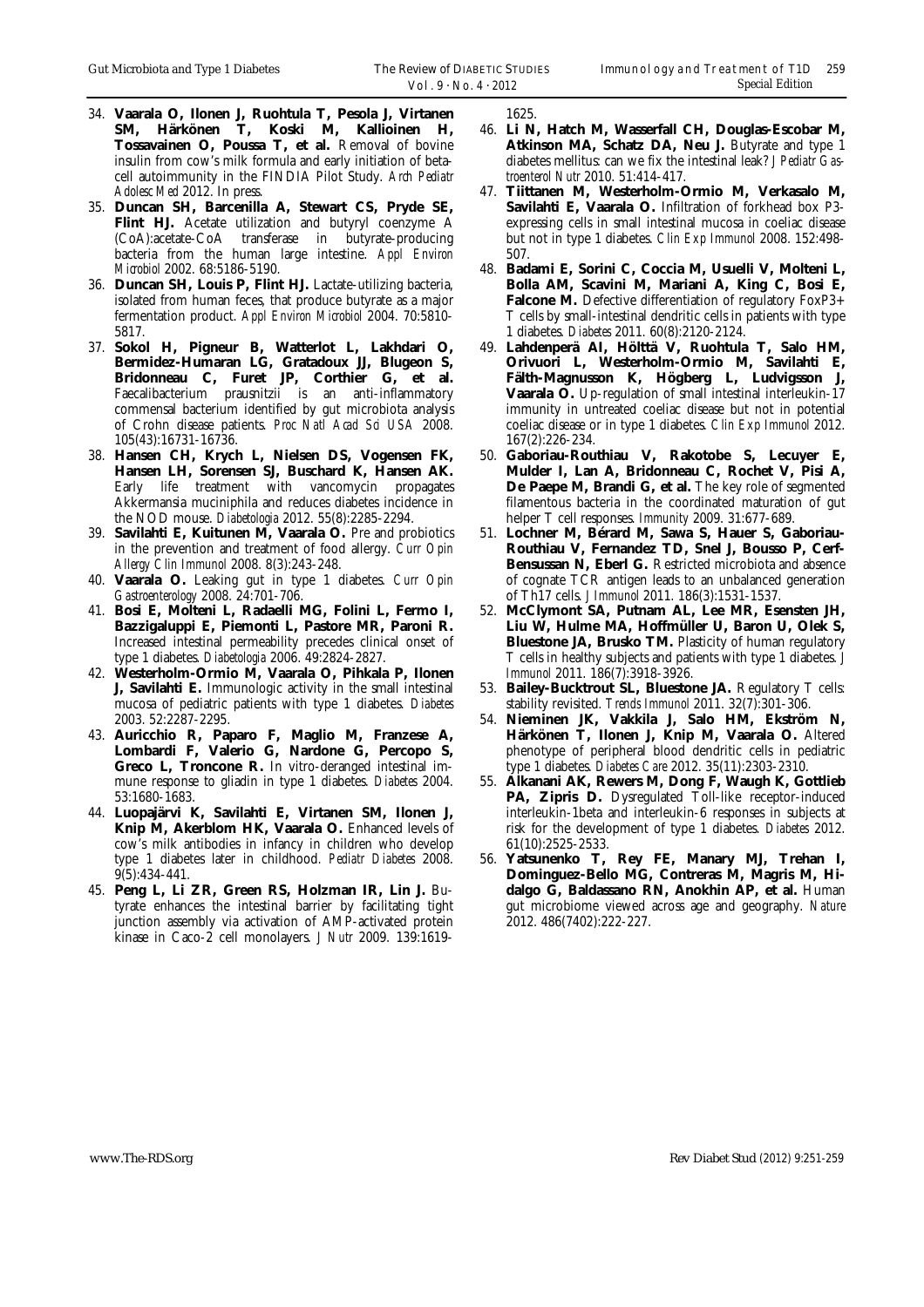34. **Vaarala O, Ilonen J, Ruohtula T, Pesola J, Virtanen SM, Härkönen T, Koski M, Kallioinen H, Tossavainen O, Poussa T, et al.** Removal of bovine insulin from cow's milk formula and early initiation of beta-cell autoimmunity in the FINDIA Pilot Study. *Arch Pediatr Adolesc Med* 2012. In press.
35. **Duncan SH, Barcenilla A, Stewart CS, Pryde SE, Flint HJ.** Acetate utilization and butyryl coenzyme A (CoA):acetate-CoA transferase in butyrate-producing bacteria from the human large intestine. *Appl Environ Microbiol* 2002. 68:5186-5190.
36. **Duncan SH, Louis P, Flint HJ.** Lactate-utilizing bacteria, isolated from human feces, that produce butyrate as a major fermentation product. *Appl Environ Microbiol* 2004. 70:5810-5817.
37. **Sokol H, Pigneur B, Watterlot L, Lakhdari O, Bermidez-Humaran LG, Gratadoux JJ, Blugeon S, Bridonneau C, Furet JP, Corthier G, et al.** Faecalibacterium prausnitzii is an anti-inflammatory commensal bacterium identified by gut microbiota analysis of Crohn disease patients. *Proc Natl Acad Sci USA* 2008. 105(43):16731-16736.
38. **Hansen CH, Krych L, Nielsen DS, Vogensen FK, Hansen LH, Sorensen SJ, Buschard K, Hansen AK.** Early life treatment with vancomycin propagates Akkermansia muciniphila and reduces diabetes incidence in the NOD mouse. *Diabetologia* 2012. 55(8):2285-2294.
39. **Savilahti E, Kuitunen M, Vaarala O.** Pre and probiotics in the prevention and treatment of food allergy. *Curr Opin Allergy Clin Immunol* 2008. 8(3):243-248.
40. **Vaarala O.** Leaking gut in type 1 diabetes. *Curr Opin Gastroenterology* 2008. 24:701-706.
41. **Bosi E, Molteni L, Radaelli MG, Folini L, Fermo I, Bazzigaluppi E, Piemonti L, Pastore MR, Paroni R.** Increased intestinal permeability precedes clinical onset of type 1 diabetes. *Diabetologia* 2006. 49:2824-2827.
42. **Westerholm-Ormio M, Vaarala O, Pihkala P, Ilonen J, Savilahti E.** Immunologic activity in the small intestinal mucosa of pediatric patients with type 1 diabetes. *Diabetes* 2003. 52:2287-2295.
43. **Auricchio R, Paparo F, Maglio M, Franzese A, Lombardi F, Valerio G, Nardone G, Percopo S, Greco L, Troncone R.** In vitro-deranged intestinal immune response to gliadin in type 1 diabetes. *Diabetes* 2004. 53:1680-1683.
44. **Luopajärvi K, Savilahti E, Virtanen SM, Ilonen J, Knip M, Akerblom HK, Vaarala O.** Enhanced levels of cow's milk antibodies in infancy in children who develop type 1 diabetes later in childhood. *Pediatr Diabetes* 2008. 9(5):434-441.
45. **Peng L, Li ZR, Green RS, Holzman IR, Lin J.** Butyrate enhances the intestinal barrier by facilitating tight junction assembly via activation of AMP-activated protein kinase in Caco-2 cell monolayers. *J Nutr* 2009. 139:1619-1625.
46. **Li N, Hatch M, Wasserfall CH, Douglas-Escobar M, Atkinson MA, Schatz DA, Neu J.** Butyrate and type 1 diabetes mellitus: can we fix the intestinal leak? *J Pediatr Gastroenterol Nutr* 2010. 51:414-417.
47. **Tiittanen M, Westerholm-Ormio M, Verkasalo M, Savilahti E, Vaarala O.** Infiltration of forkhead box P3-expressing cells in small intestinal mucosa in coeliac disease but not in type 1 diabetes. *Clin Exp Immunol* 2008. 152:498-507.
48. **Badami E, Sorini C, Coccia M, Usuelli V, Molteni L, Bolla AM, Scavini M, Mariani A, King C, Bosi E, Falcone M.** Defective differentiation of regulatory FoxP3+ T cells by small-intestinal dendritic cells in patients with type 1 diabetes. *Diabetes* 2011. 60(8):2120-2124.
49. **Lahdenperä AI, Hölttä V, Ruohtula T, Salo HM, Orivuori L, Westerholm-Ormio M, Savilahti E, Fälth-Magnusson K, Högberg L, Ludvigsson J, Vaarala O.** Up-regulation of small intestinal interleukin-17 immunity in untreated coeliac disease but not in potential coeliac disease or in type 1 diabetes. *Clin Exp Immunol* 2012. 167(2):226-234.
50. **Gaboriau-Routhiau V, Rakotobe S, Lecuyer E, Mulder I, Lan A, Bridonneau C, Rochet V, Pisi A, De Paepe M, Brandi G, et al.** The key role of segmented filamentous bacteria in the coordinated maturation of gut helper T cell responses. *Immunity* 2009. 31:677-689.
51. **Lochner M, Bérard M, Sawa S, Hauer S, Gaboriau-Routhiau V, Fernandez TD, Snel J, Bousso P, Cerf-Bensussan N, Eberl G.** Restricted microbiota and absence of cognate TCR antigen leads to an unbalanced generation of Th17 cells. *J Immunol* 2011. 186(3):1531-1537.
52. **McClymont SA, Putnam AL, Lee MR, Esensten JH, Liu W, Hulme MA, Hoffmüller U, Baron U, Olek S, Bluestone JA, Brusko TM.** Plasticity of human regulatory T cells in healthy subjects and patients with type 1 diabetes. *J Immunol* 2011. 186(7):3918-3926.
53. **Bailey-Bucktrout SL, Bluestone JA.** Regulatory T cells: stability revisited. *Trends Immunol* 2011. 32(7):301-306.
54. **Nieminen JK, Vakkila J, Salo HM, Ekström N, Härkönen T, Ilonen J, Knip M, Vaarala O.** Altered phenotype of peripheral blood dendritic cells in pediatric type 1 diabetes. *Diabetes Care* 2012. 35(11):2303-2310.
55. **Alkanani AK, Rewers M, Dong F, Waugh K, Gottlieb PA, Zipris D.** Dysregulated Toll-like receptor-induced interleukin-1beta and interleukin-6 responses in subjects at risk for the development of type 1 diabetes. *Diabetes* 2012. 61(10):2525-2533.
56. **Yatsunenko T, Rey FE, Manary MJ, Trehan I, Dominguez-Bello MG, Contreras M, Magris M, Hidalgo G, Baldassano RN, Anokhin AP, et al.** Human gut microbiome viewed across age and geography. *Nature* 2012. 486(7402):222-227.